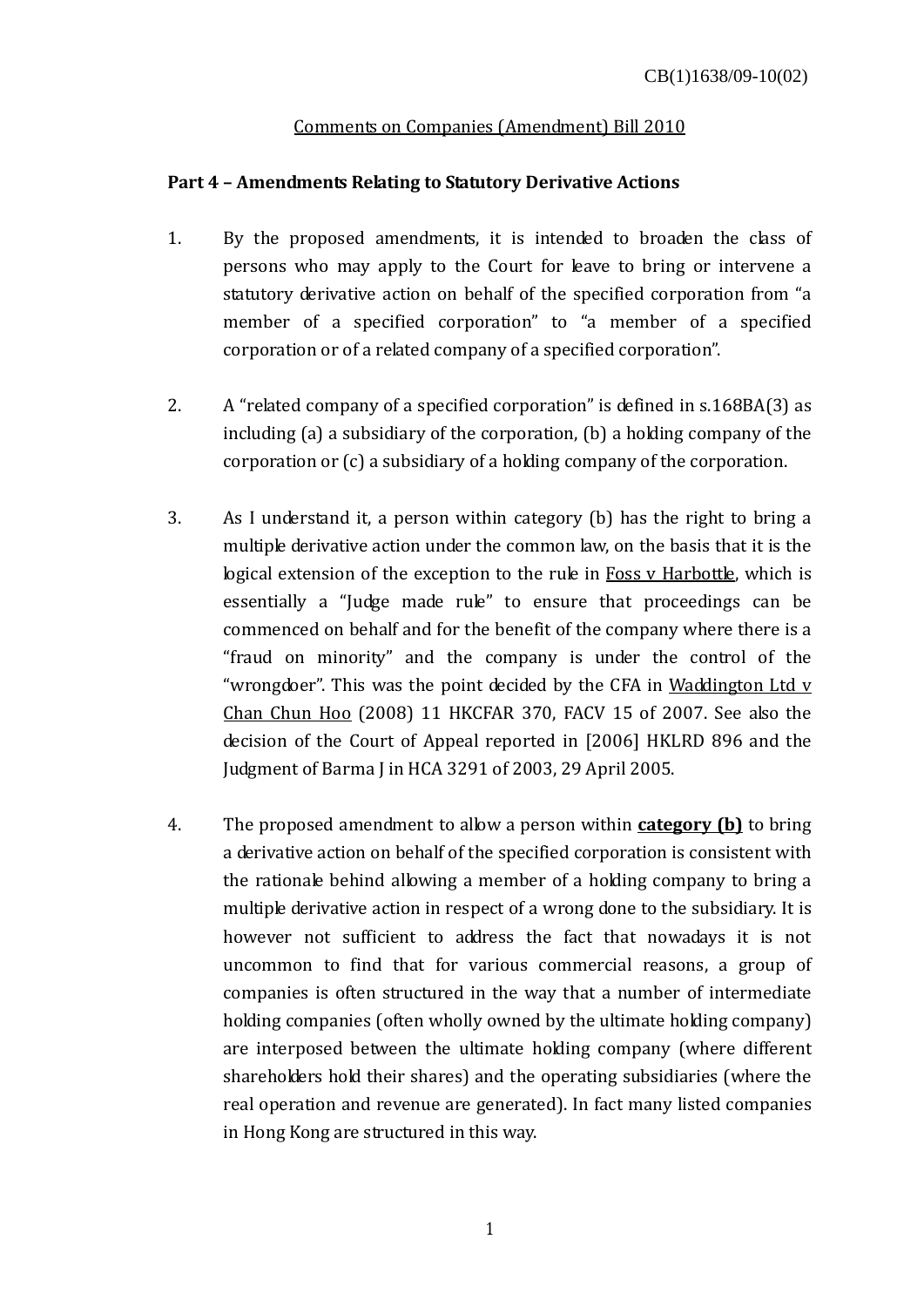CB(1)1638/09-10(02)

<u>Comments on Companies (Amendment) Bill 2010</u>

**Part 4 – Amendments Relating to Statutory Derivative Actions**

1. By the proposed amendments, it is intended to broaden the class of persons who may apply to the Court for leave to bring or intervene a statutory derivative action on behalf of the specified corporation from "a member of a specified corporation" to "a member of a specified corporation or of a related company of a specified corporation".

2. A "related company of a specified corporation" is defined in s.168BA(3) as including (a) a subsidiary of the corporation, (b) a holding company of the corporation or (c) a subsidiary of a holding company of the corporation.

3. As I understand it, a person within category (b) has the right to bring a multiple derivative action under the common law, on the basis that it is the logical extension of the exception to the rule in <u>Foss v Harbottle</u>, which is essentially a "Judge made rule" to ensure that proceedings can be commenced on behalf and for the benefit of the company where there is a "fraud on minority" and the company is under the control of the "wrongdoer". This was the point decided by the CFA in <u>Waddington Ltd v Chan Chun Hoo</u> (2008) 11 HKCFAR 370, FACV 15 of 2007. See also the decision of the Court of Appeal reported in [2006] HKLRD 896 and the Judgment of Barma J in HCA 3291 of 2003, 29 April 2005.

4. The proposed amendment to allow a person within **<u>category (b)</u>** to bring a derivative action on behalf of the specified corporation is consistent with the rationale behind allowing a member of a holding company to bring a multiple derivative action in respect of a wrong done to the subsidiary. It is however not sufficient to address the fact that nowadays it is not uncommon to find that for various commercial reasons, a group of companies is often structured in the way that a number of intermediate holding companies (often wholly owned by the ultimate holding company) are interposed between the ultimate holding company (where different shareholders hold their shares) and the operating subsidiaries (where the real operation and revenue are generated). In fact many listed companies in Hong Kong are structured in this way.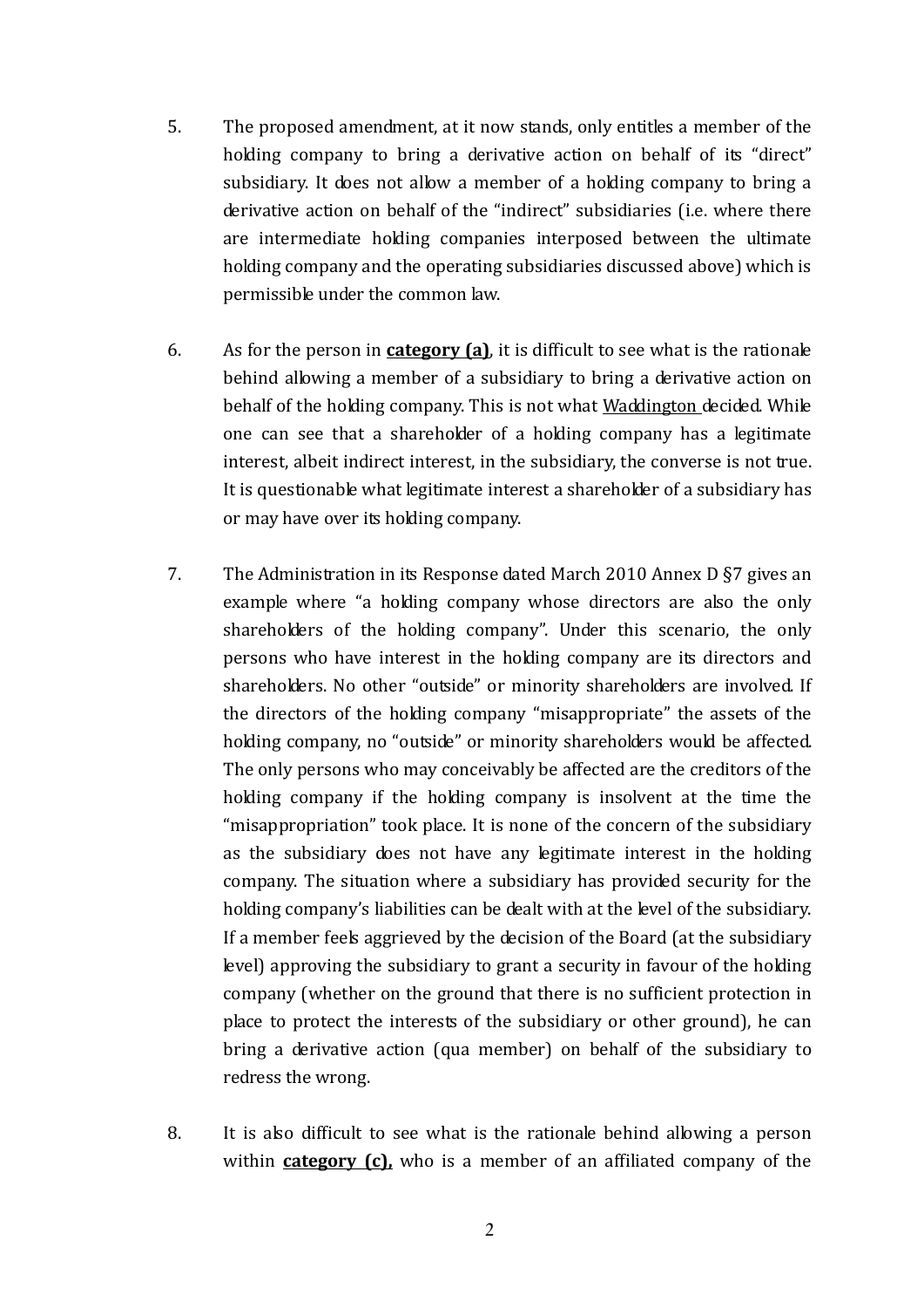5. The proposed amendment, at it now stands, only entitles a member of the holding company to bring a derivative action on behalf of its "direct" subsidiary. It does not allow a member of a holding company to bring a derivative action on behalf of the "indirect" subsidiaries (i.e. where there are intermediate holding companies interposed between the ultimate holding company and the operating subsidiaries discussed above) which is permissible under the common law.

6. As for the person in **category (a)**, it is difficult to see what is the rationale behind allowing a member of a subsidiary to bring a derivative action on behalf of the holding company. This is not what Waddington decided. While one can see that a shareholder of a holding company has a legitimate interest, albeit indirect interest, in the subsidiary, the converse is not true. It is questionable what legitimate interest a shareholder of a subsidiary has or may have over its holding company.

7. The Administration in its Response dated March 2010 Annex D §7 gives an example where "a holding company whose directors are also the only shareholders of the holding company". Under this scenario, the only persons who have interest in the holding company are its directors and shareholders. No other "outside" or minority shareholders are involved. If the directors of the holding company "misappropriate" the assets of the holding company, no "outside" or minority shareholders would be affected. The only persons who may conceivably be affected are the creditors of the holding company if the holding company is insolvent at the time the "misappropriation" took place. It is none of the concern of the subsidiary as the subsidiary does not have any legitimate interest in the holding company. The situation where a subsidiary has provided security for the holding company's liabilities can be dealt with at the level of the subsidiary. If a member feels aggrieved by the decision of the Board (at the subsidiary level) approving the subsidiary to grant a security in favour of the holding company (whether on the ground that there is no sufficient protection in place to protect the interests of the subsidiary or other ground), he can bring a derivative action (qua member) on behalf of the subsidiary to redress the wrong.

8. It is also difficult to see what is the rationale behind allowing a person within **category (c),** who is a member of an affiliated company of the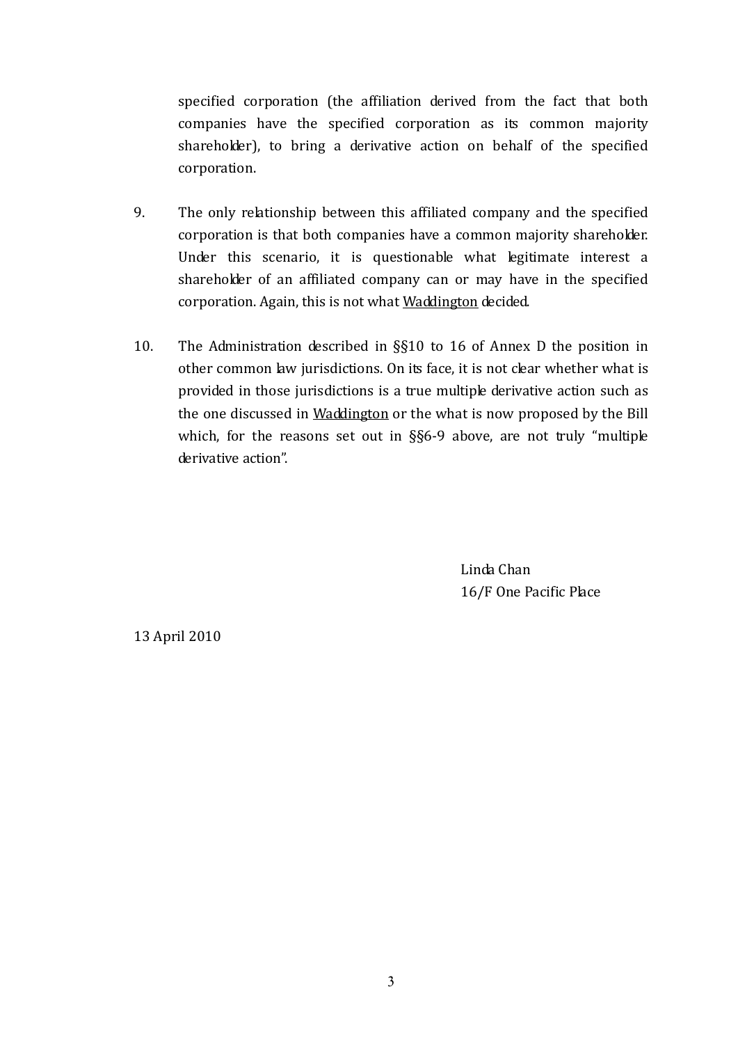specified corporation (the affiliation derived from the fact that both companies have the specified corporation as its common majority shareholder), to bring a derivative action on behalf of the specified corporation.

9. The only relationship between this affiliated company and the specified corporation is that both companies have a common majority shareholder. Under this scenario, it is questionable what legitimate interest a shareholder of an affiliated company can or may have in the specified corporation. Again, this is not what Waddington decided.

10. The Administration described in §§10 to 16 of Annex D the position in other common law jurisdictions. On its face, it is not clear whether what is provided in those jurisdictions is a true multiple derivative action such as the one discussed in Waddington or the what is now proposed by the Bill which, for the reasons set out in §§6-9 above, are not truly "multiple derivative action".

Linda Chan
16/F One Pacific Place

13 April 2010